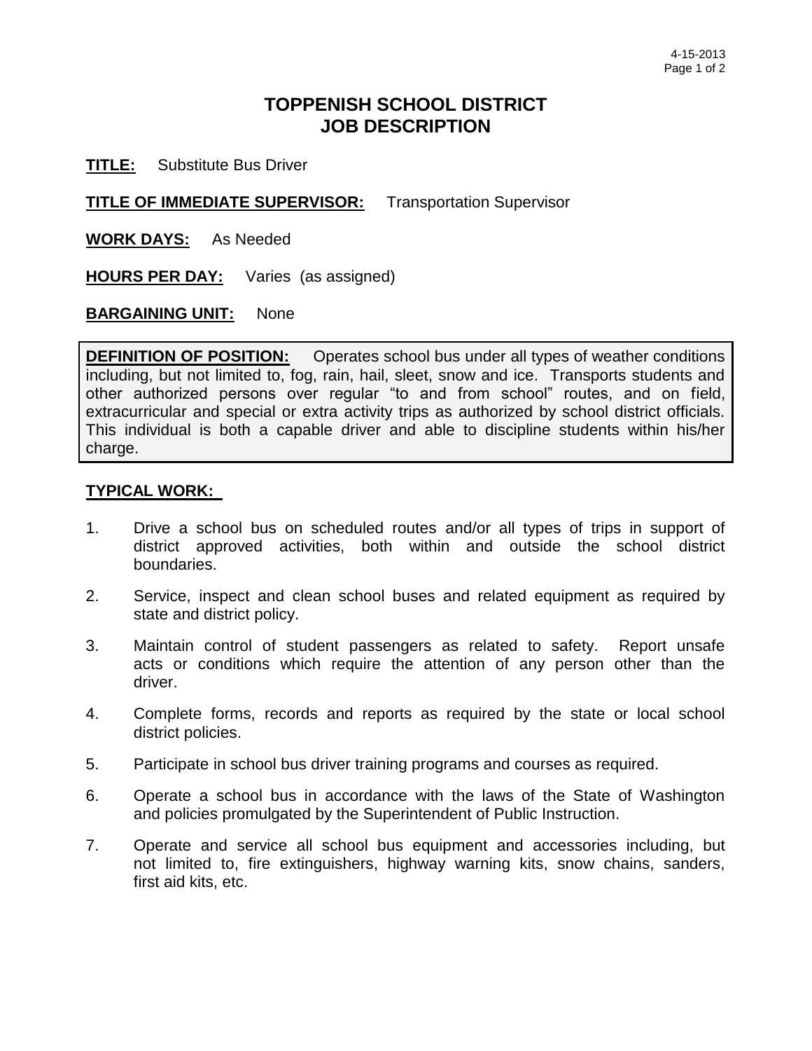# TOPPENISH SCHOOL DISTRICT
# JOB DESCRIPTION

**TITLE:** Substitute Bus Driver

**TITLE OF IMMEDIATE SUPERVISOR:** Transportation Supervisor

**WORK DAYS:** As Needed

**HOURS PER DAY:** Varies (as assigned)

**BARGAINING UNIT:** None

**DEFINITION OF POSITION:** Operates school bus under all types of weather conditions including, but not limited to, fog, rain, hail, sleet, snow and ice. Transports students and other authorized persons over regular "to and from school" routes, and on field, extracurricular and special or extra activity trips as authorized by school district officials. This individual is both a capable driver and able to discipline students within his/her charge.

**TYPICAL WORK:**

1. Drive a school bus on scheduled routes and/or all types of trips in support of district approved activities, both within and outside the school district boundaries.
2. Service, inspect and clean school buses and related equipment as required by state and district policy.
3. Maintain control of student passengers as related to safety. Report unsafe acts or conditions which require the attention of any person other than the driver.
4. Complete forms, records and reports as required by the state or local school district policies.
5. Participate in school bus driver training programs and courses as required.
6. Operate a school bus in accordance with the laws of the State of Washington and policies promulgated by the Superintendent of Public Instruction.
7. Operate and service all school bus equipment and accessories including, but not limited to, fire extinguishers, highway warning kits, snow chains, sanders, first aid kits, etc.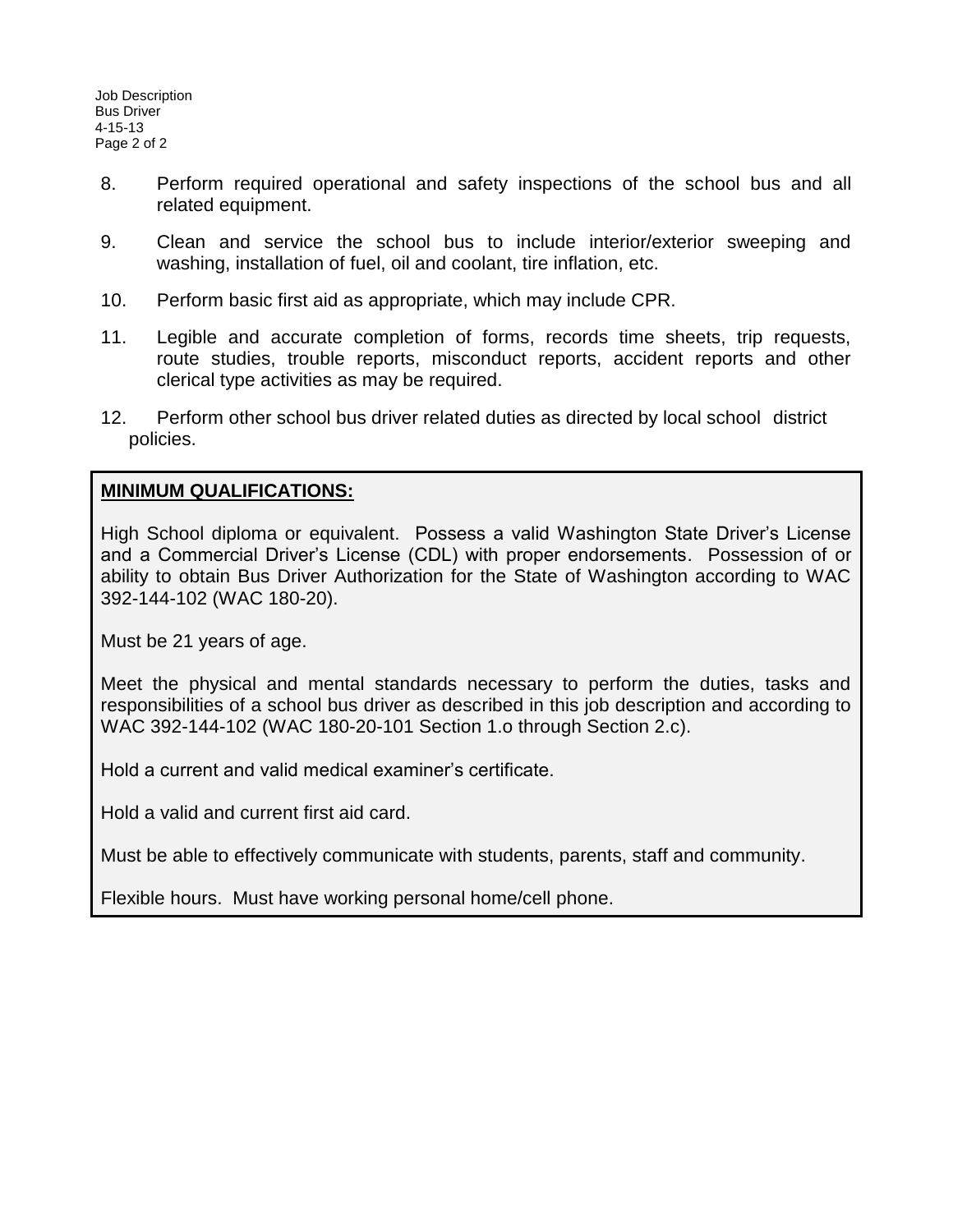8. Perform required operational and safety inspections of the school bus and all related equipment.

9. Clean and service the school bus to include interior/exterior sweeping and washing, installation of fuel, oil and coolant, tire inflation, etc.

10. Perform basic first aid as appropriate, which may include CPR.

11. Legible and accurate completion of forms, records time sheets, trip requests, route studies, trouble reports, misconduct reports, accident reports and other clerical type activities as may be required.

12. Perform other school bus driver related duties as directed by local school district policies.

**MINIMUM QUALIFICATIONS:**

High School diploma or equivalent. Possess a valid Washington State Driver's License and a Commercial Driver's License (CDL) with proper endorsements. Possession of or ability to obtain Bus Driver Authorization for the State of Washington according to WAC 392-144-102 (WAC 180-20).

Must be 21 years of age.

Meet the physical and mental standards necessary to perform the duties, tasks and responsibilities of a school bus driver as described in this job description and according to WAC 392-144-102 (WAC 180-20-101 Section 1.o through Section 2.c).

Hold a current and valid medical examiner's certificate.

Hold a valid and current first aid card.

Must be able to effectively communicate with students, parents, staff and community.

Flexible hours. Must have working personal home/cell phone.